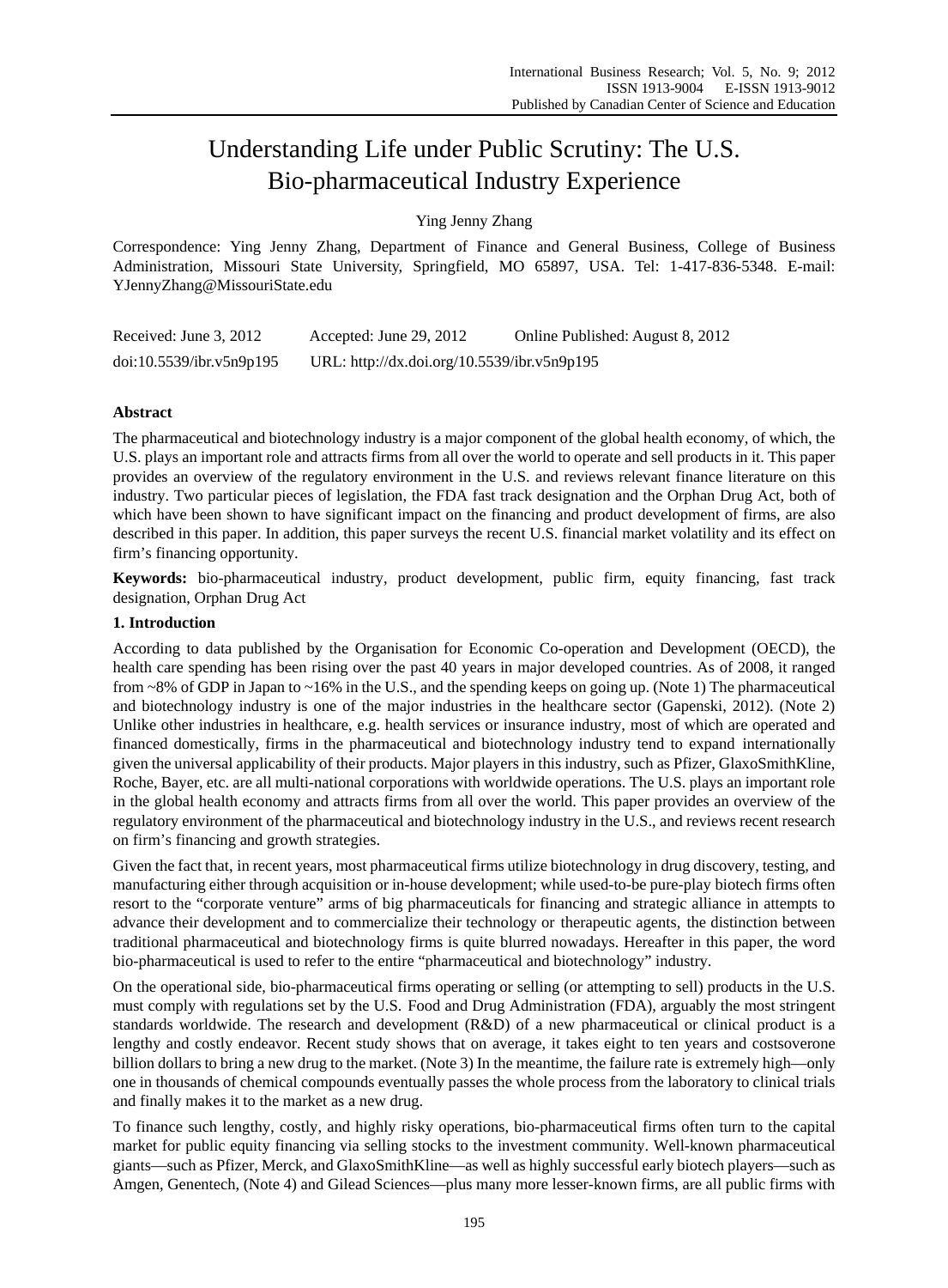# Understanding Life under Public Scrutiny: The U.S. Bio-pharmaceutical Industry Experience

Ying Jenny Zhang

Correspondence: Ying Jenny Zhang, Department of Finance and General Business, College of Business Administration, Missouri State University, Springfield, MO 65897, USA. Tel: 1-417-836-5348. E-mail: YJennyZhang@MissouriState.edu

Received: June 3, 2012 Accepted: June 29, 2012 Online Published: August 8, 2012

doi:10.5539/ibr.v5n9p195 URL: http://dx.doi.org/10.5539/ibr.v5n9p195

## Abstract

The pharmaceutical and biotechnology industry is a major component of the global health economy, of which, the U.S. plays an important role and attracts firms from all over the world to operate and sell products in it. This paper provides an overview of the regulatory environment in the U.S. and reviews relevant finance literature on this industry. Two particular pieces of legislation, the FDA fast track designation and the Orphan Drug Act, both of which have been shown to have significant impact on the financing and product development of firms, are also described in this paper. In addition, this paper surveys the recent U.S. financial market volatility and its effect on firm's financing opportunity.

**Keywords:** bio-pharmaceutical industry, product development, public firm, equity financing, fast track designation, Orphan Drug Act

## 1. Introduction

According to data published by the Organisation for Economic Co-operation and Development (OECD), the health care spending has been rising over the past 40 years in major developed countries. As of 2008, it ranged from ~8% of GDP in Japan to ~16% in the U.S., and the spending keeps on going up. (Note 1) The pharmaceutical and biotechnology industry is one of the major industries in the healthcare sector (Gapenski, 2012). (Note 2) Unlike other industries in healthcare, e.g. health services or insurance industry, most of which are operated and financed domestically, firms in the pharmaceutical and biotechnology industry tend to expand internationally given the universal applicability of their products. Major players in this industry, such as Pfizer, GlaxoSmithKline, Roche, Bayer, etc. are all multi-national corporations with worldwide operations. The U.S. plays an important role in the global health economy and attracts firms from all over the world. This paper provides an overview of the regulatory environment of the pharmaceutical and biotechnology industry in the U.S., and reviews recent research on firm's financing and growth strategies.

Given the fact that, in recent years, most pharmaceutical firms utilize biotechnology in drug discovery, testing, and manufacturing either through acquisition or in-house development; while used-to-be pure-play biotech firms often resort to the "corporate venture" arms of big pharmaceuticals for financing and strategic alliance in attempts to advance their development and to commercialize their technology or therapeutic agents, the distinction between traditional pharmaceutical and biotechnology firms is quite blurred nowadays. Hereafter in this paper, the word bio-pharmaceutical is used to refer to the entire "pharmaceutical and biotechnology" industry.

On the operational side, bio-pharmaceutical firms operating or selling (or attempting to sell) products in the U.S. must comply with regulations set by the U.S. Food and Drug Administration (FDA), arguably the most stringent standards worldwide. The research and development (R&D) of a new pharmaceutical or clinical product is a lengthy and costly endeavor. Recent study shows that on average, it takes eight to ten years and costsoverone billion dollars to bring a new drug to the market. (Note 3) In the meantime, the failure rate is extremely high—only one in thousands of chemical compounds eventually passes the whole process from the laboratory to clinical trials and finally makes it to the market as a new drug.

To finance such lengthy, costly, and highly risky operations, bio-pharmaceutical firms often turn to the capital market for public equity financing via selling stocks to the investment community. Well-known pharmaceutical giants—such as Pfizer, Merck, and GlaxoSmithKline—as well as highly successful early biotech players—such as Amgen, Genentech, (Note 4) and Gilead Sciences—plus many more lesser-known firms, are all public firms with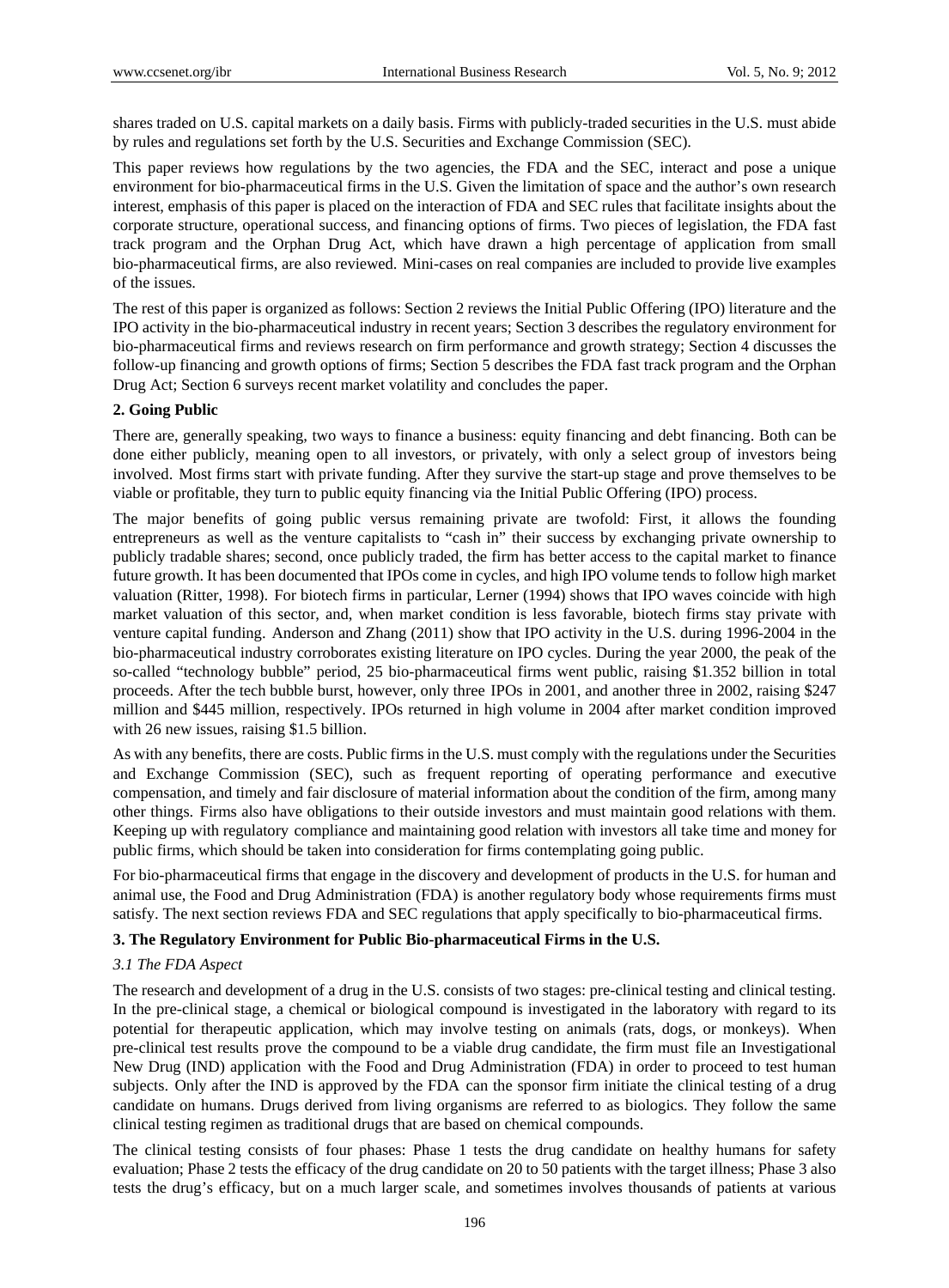shares traded on U.S. capital markets on a daily basis. Firms with publicly-traded securities in the U.S. must abide by rules and regulations set forth by the U.S. Securities and Exchange Commission (SEC).

This paper reviews how regulations by the two agencies, the FDA and the SEC, interact and pose a unique environment for bio-pharmaceutical firms in the U.S. Given the limitation of space and the author's own research interest, emphasis of this paper is placed on the interaction of FDA and SEC rules that facilitate insights about the corporate structure, operational success, and financing options of firms. Two pieces of legislation, the FDA fast track program and the Orphan Drug Act, which have drawn a high percentage of application from small bio-pharmaceutical firms, are also reviewed. Mini-cases on real companies are included to provide live examples of the issues.

The rest of this paper is organized as follows: Section 2 reviews the Initial Public Offering (IPO) literature and the IPO activity in the bio-pharmaceutical industry in recent years; Section 3 describes the regulatory environment for bio-pharmaceutical firms and reviews research on firm performance and growth strategy; Section 4 discusses the follow-up financing and growth options of firms; Section 5 describes the FDA fast track program and the Orphan Drug Act; Section 6 surveys recent market volatility and concludes the paper.

## 2. Going Public

There are, generally speaking, two ways to finance a business: equity financing and debt financing. Both can be done either publicly, meaning open to all investors, or privately, with only a select group of investors being involved. Most firms start with private funding. After they survive the start-up stage and prove themselves to be viable or profitable, they turn to public equity financing via the Initial Public Offering (IPO) process.

The major benefits of going public versus remaining private are twofold: First, it allows the founding entrepreneurs as well as the venture capitalists to "cash in" their success by exchanging private ownership to publicly tradable shares; second, once publicly traded, the firm has better access to the capital market to finance future growth. It has been documented that IPOs come in cycles, and high IPO volume tends to follow high market valuation (Ritter, 1998). For biotech firms in particular, Lerner (1994) shows that IPO waves coincide with high market valuation of this sector, and, when market condition is less favorable, biotech firms stay private with venture capital funding. Anderson and Zhang (2011) show that IPO activity in the U.S. during 1996-2004 in the bio-pharmaceutical industry corroborates existing literature on IPO cycles. During the year 2000, the peak of the so-called "technology bubble" period, 25 bio-pharmaceutical firms went public, raising $1.352 billion in total proceeds. After the tech bubble burst, however, only three IPOs in 2001, and another three in 2002, raising $247 million and $445 million, respectively. IPOs returned in high volume in 2004 after market condition improved with 26 new issues, raising $1.5 billion.

As with any benefits, there are costs. Public firms in the U.S. must comply with the regulations under the Securities and Exchange Commission (SEC), such as frequent reporting of operating performance and executive compensation, and timely and fair disclosure of material information about the condition of the firm, among many other things. Firms also have obligations to their outside investors and must maintain good relations with them. Keeping up with regulatory compliance and maintaining good relation with investors all take time and money for public firms, which should be taken into consideration for firms contemplating going public.

For bio-pharmaceutical firms that engage in the discovery and development of products in the U.S. for human and animal use, the Food and Drug Administration (FDA) is another regulatory body whose requirements firms must satisfy. The next section reviews FDA and SEC regulations that apply specifically to bio-pharmaceutical firms.

## 3. The Regulatory Environment for Public Bio-pharmaceutical Firms in the U.S.

### *3.1 The FDA Aspect*

The research and development of a drug in the U.S. consists of two stages: pre-clinical testing and clinical testing. In the pre-clinical stage, a chemical or biological compound is investigated in the laboratory with regard to its potential for therapeutic application, which may involve testing on animals (rats, dogs, or monkeys). When pre-clinical test results prove the compound to be a viable drug candidate, the firm must file an Investigational New Drug (IND) application with the Food and Drug Administration (FDA) in order to proceed to test human subjects. Only after the IND is approved by the FDA can the sponsor firm initiate the clinical testing of a drug candidate on humans. Drugs derived from living organisms are referred to as biologics. They follow the same clinical testing regimen as traditional drugs that are based on chemical compounds.

The clinical testing consists of four phases: Phase 1 tests the drug candidate on healthy humans for safety evaluation; Phase 2 tests the efficacy of the drug candidate on 20 to 50 patients with the target illness; Phase 3 also tests the drug's efficacy, but on a much larger scale, and sometimes involves thousands of patients at various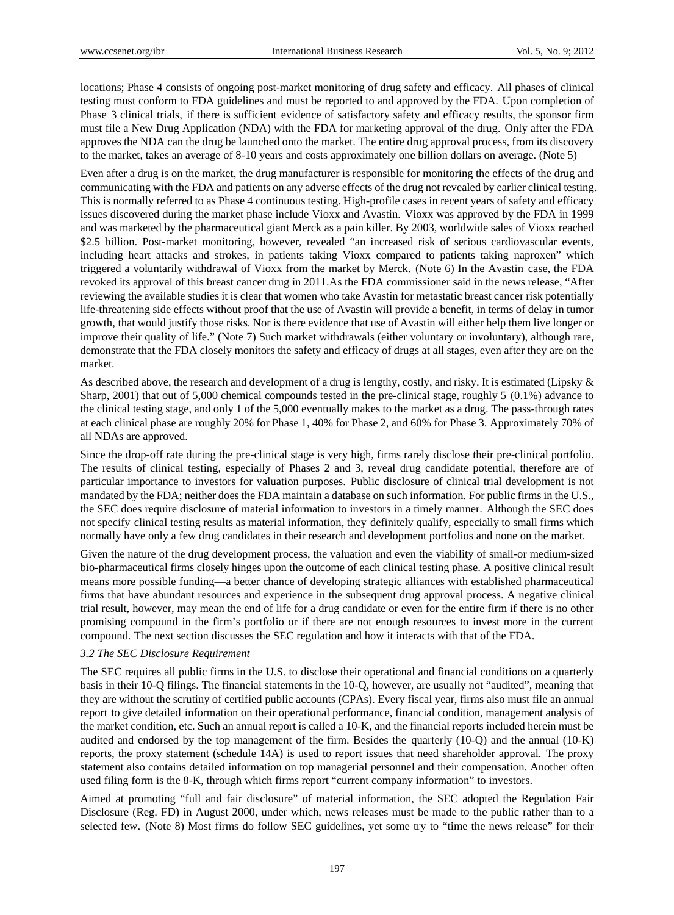locations; Phase 4 consists of ongoing post-market monitoring of drug safety and efficacy. All phases of clinical testing must conform to FDA guidelines and must be reported to and approved by the FDA. Upon completion of Phase 3 clinical trials, if there is sufficient evidence of satisfactory safety and efficacy results, the sponsor firm must file a New Drug Application (NDA) with the FDA for marketing approval of the drug. Only after the FDA approves the NDA can the drug be launched onto the market. The entire drug approval process, from its discovery to the market, takes an average of 8-10 years and costs approximately one billion dollars on average. (Note 5)

Even after a drug is on the market, the drug manufacturer is responsible for monitoring the effects of the drug and communicating with the FDA and patients on any adverse effects of the drug not revealed by earlier clinical testing. This is normally referred to as Phase 4 continuous testing. High-profile cases in recent years of safety and efficacy issues discovered during the market phase include Vioxx and Avastin. Vioxx was approved by the FDA in 1999 and was marketed by the pharmaceutical giant Merck as a pain killer. By 2003, worldwide sales of Vioxx reached $2.5 billion. Post-market monitoring, however, revealed "an increased risk of serious cardiovascular events, including heart attacks and strokes, in patients taking Vioxx compared to patients taking naproxen" which triggered a voluntarily withdrawal of Vioxx from the market by Merck. (Note 6) In the Avastin case, the FDA revoked its approval of this breast cancer drug in 2011.As the FDA commissioner said in the news release, "After reviewing the available studies it is clear that women who take Avastin for metastatic breast cancer risk potentially life-threatening side effects without proof that the use of Avastin will provide a benefit, in terms of delay in tumor growth, that would justify those risks. Nor is there evidence that use of Avastin will either help them live longer or improve their quality of life." (Note 7) Such market withdrawals (either voluntary or involuntary), although rare, demonstrate that the FDA closely monitors the safety and efficacy of drugs at all stages, even after they are on the market.

As described above, the research and development of a drug is lengthy, costly, and risky. It is estimated (Lipsky & Sharp, 2001) that out of 5,000 chemical compounds tested in the pre-clinical stage, roughly 5 (0.1%) advance to the clinical testing stage, and only 1 of the 5,000 eventually makes to the market as a drug. The pass-through rates at each clinical phase are roughly 20% for Phase 1, 40% for Phase 2, and 60% for Phase 3. Approximately 70% of all NDAs are approved.

Since the drop-off rate during the pre-clinical stage is very high, firms rarely disclose their pre-clinical portfolio. The results of clinical testing, especially of Phases 2 and 3, reveal drug candidate potential, therefore are of particular importance to investors for valuation purposes. Public disclosure of clinical trial development is not mandated by the FDA; neither does the FDA maintain a database on such information. For public firms in the U.S., the SEC does require disclosure of material information to investors in a timely manner. Although the SEC does not specify clinical testing results as material information, they definitely qualify, especially to small firms which normally have only a few drug candidates in their research and development portfolios and none on the market.

Given the nature of the drug development process, the valuation and even the viability of small-or medium-sized bio-pharmaceutical firms closely hinges upon the outcome of each clinical testing phase. A positive clinical result means more possible funding—a better chance of developing strategic alliances with established pharmaceutical firms that have abundant resources and experience in the subsequent drug approval process. A negative clinical trial result, however, may mean the end of life for a drug candidate or even for the entire firm if there is no other promising compound in the firm's portfolio or if there are not enough resources to invest more in the current compound. The next section discusses the SEC regulation and how it interacts with that of the FDA.

### *3.2 The SEC Disclosure Requirement*

The SEC requires all public firms in the U.S. to disclose their operational and financial conditions on a quarterly basis in their 10-Q filings. The financial statements in the 10-Q, however, are usually not "audited", meaning that they are without the scrutiny of certified public accounts (CPAs). Every fiscal year, firms also must file an annual report to give detailed information on their operational performance, financial condition, management analysis of the market condition, etc. Such an annual report is called a 10-K, and the financial reports included herein must be audited and endorsed by the top management of the firm. Besides the quarterly (10-Q) and the annual (10-K) reports, the proxy statement (schedule 14A) is used to report issues that need shareholder approval. The proxy statement also contains detailed information on top managerial personnel and their compensation. Another often used filing form is the 8-K, through which firms report "current company information" to investors.

Aimed at promoting "full and fair disclosure" of material information, the SEC adopted the Regulation Fair Disclosure (Reg. FD) in August 2000, under which, news releases must be made to the public rather than to a selected few. (Note 8) Most firms do follow SEC guidelines, yet some try to "time the news release" for their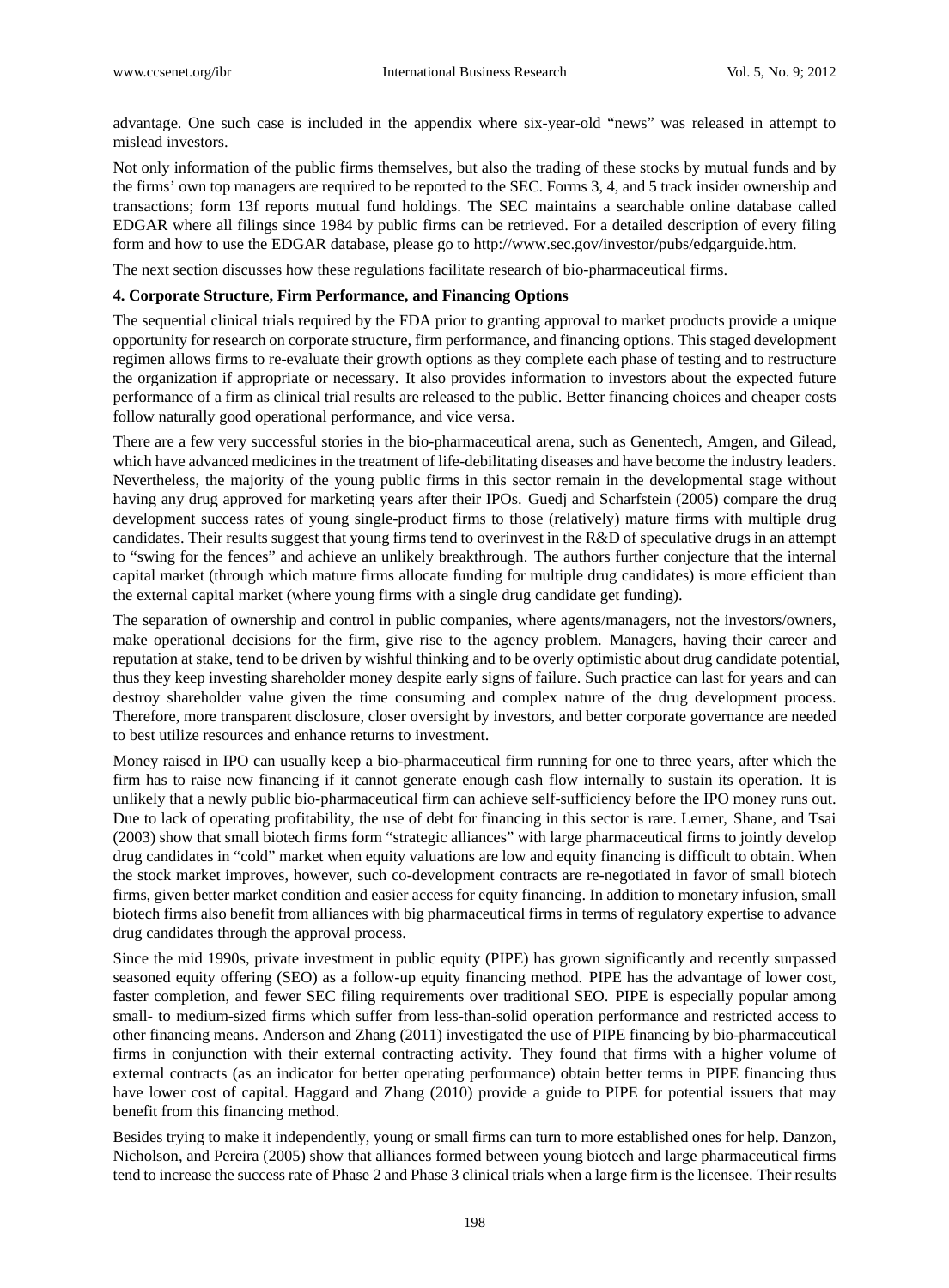advantage. One such case is included in the appendix where six-year-old "news" was released in attempt to mislead investors.

Not only information of the public firms themselves, but also the trading of these stocks by mutual funds and by the firms' own top managers are required to be reported to the SEC. Forms 3, 4, and 5 track insider ownership and transactions; form 13f reports mutual fund holdings. The SEC maintains a searchable online database called EDGAR where all filings since 1984 by public firms can be retrieved. For a detailed description of every filing form and how to use the EDGAR database, please go to http://www.sec.gov/investor/pubs/edgarguide.htm.

The next section discusses how these regulations facilitate research of bio-pharmaceutical firms.

## 4. Corporate Structure, Firm Performance, and Financing Options

The sequential clinical trials required by the FDA prior to granting approval to market products provide a unique opportunity for research on corporate structure, firm performance, and financing options. This staged development regimen allows firms to re-evaluate their growth options as they complete each phase of testing and to restructure the organization if appropriate or necessary. It also provides information to investors about the expected future performance of a firm as clinical trial results are released to the public. Better financing choices and cheaper costs follow naturally good operational performance, and vice versa.

There are a few very successful stories in the bio-pharmaceutical arena, such as Genentech, Amgen, and Gilead, which have advanced medicines in the treatment of life-debilitating diseases and have become the industry leaders. Nevertheless, the majority of the young public firms in this sector remain in the developmental stage without having any drug approved for marketing years after their IPOs. Guedj and Scharfstein (2005) compare the drug development success rates of young single-product firms to those (relatively) mature firms with multiple drug candidates. Their results suggest that young firms tend to overinvest in the R&D of speculative drugs in an attempt to "swing for the fences" and achieve an unlikely breakthrough. The authors further conjecture that the internal capital market (through which mature firms allocate funding for multiple drug candidates) is more efficient than the external capital market (where young firms with a single drug candidate get funding).

The separation of ownership and control in public companies, where agents/managers, not the investors/owners, make operational decisions for the firm, give rise to the agency problem. Managers, having their career and reputation at stake, tend to be driven by wishful thinking and to be overly optimistic about drug candidate potential, thus they keep investing shareholder money despite early signs of failure. Such practice can last for years and can destroy shareholder value given the time consuming and complex nature of the drug development process. Therefore, more transparent disclosure, closer oversight by investors, and better corporate governance are needed to best utilize resources and enhance returns to investment.

Money raised in IPO can usually keep a bio-pharmaceutical firm running for one to three years, after which the firm has to raise new financing if it cannot generate enough cash flow internally to sustain its operation. It is unlikely that a newly public bio-pharmaceutical firm can achieve self-sufficiency before the IPO money runs out. Due to lack of operating profitability, the use of debt for financing in this sector is rare. Lerner, Shane, and Tsai (2003) show that small biotech firms form "strategic alliances" with large pharmaceutical firms to jointly develop drug candidates in "cold" market when equity valuations are low and equity financing is difficult to obtain. When the stock market improves, however, such co-development contracts are re-negotiated in favor of small biotech firms, given better market condition and easier access for equity financing. In addition to monetary infusion, small biotech firms also benefit from alliances with big pharmaceutical firms in terms of regulatory expertise to advance drug candidates through the approval process.

Since the mid 1990s, private investment in public equity (PIPE) has grown significantly and recently surpassed seasoned equity offering (SEO) as a follow-up equity financing method. PIPE has the advantage of lower cost, faster completion, and fewer SEC filing requirements over traditional SEO. PIPE is especially popular among small- to medium-sized firms which suffer from less-than-solid operation performance and restricted access to other financing means. Anderson and Zhang (2011) investigated the use of PIPE financing by bio-pharmaceutical firms in conjunction with their external contracting activity. They found that firms with a higher volume of external contracts (as an indicator for better operating performance) obtain better terms in PIPE financing thus have lower cost of capital. Haggard and Zhang (2010) provide a guide to PIPE for potential issuers that may benefit from this financing method.

Besides trying to make it independently, young or small firms can turn to more established ones for help. Danzon, Nicholson, and Pereira (2005) show that alliances formed between young biotech and large pharmaceutical firms tend to increase the success rate of Phase 2 and Phase 3 clinical trials when a large firm is the licensee. Their results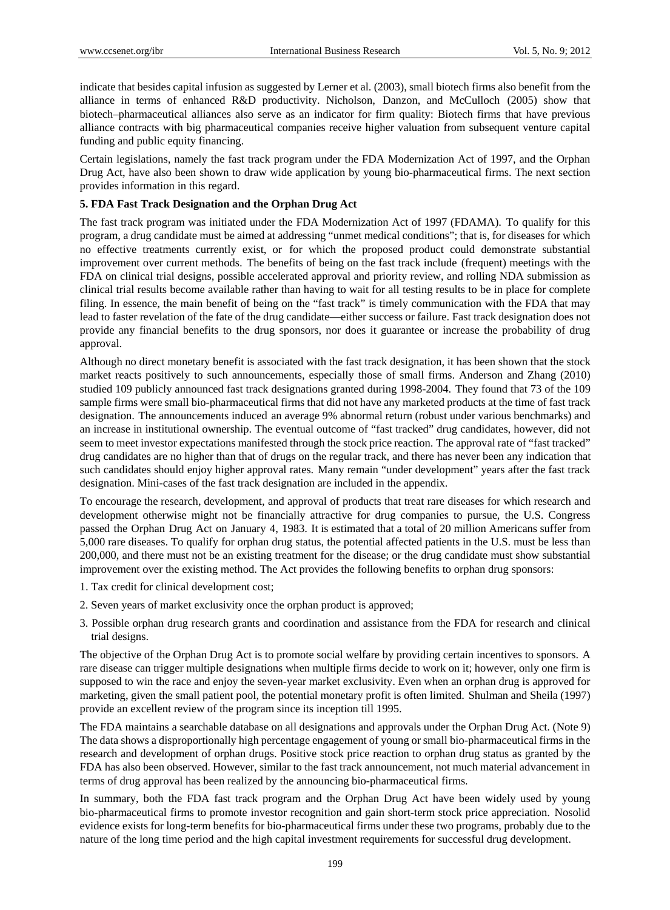indicate that besides capital infusion as suggested by Lerner et al. (2003), small biotech firms also benefit from the alliance in terms of enhanced R&D productivity. Nicholson, Danzon, and McCulloch (2005) show that biotech–pharmaceutical alliances also serve as an indicator for firm quality: Biotech firms that have previous alliance contracts with big pharmaceutical companies receive higher valuation from subsequent venture capital funding and public equity financing.

Certain legislations, namely the fast track program under the FDA Modernization Act of 1997, and the Orphan Drug Act, have also been shown to draw wide application by young bio-pharmaceutical firms. The next section provides information in this regard.

**5. FDA Fast Track Designation and the Orphan Drug Act**

The fast track program was initiated under the FDA Modernization Act of 1997 (FDAMA). To qualify for this program, a drug candidate must be aimed at addressing "unmet medical conditions"; that is, for diseases for which no effective treatments currently exist, or for which the proposed product could demonstrate substantial improvement over current methods. The benefits of being on the fast track include (frequent) meetings with the FDA on clinical trial designs, possible accelerated approval and priority review, and rolling NDA submission as clinical trial results become available rather than having to wait for all testing results to be in place for complete filing. In essence, the main benefit of being on the "fast track" is timely communication with the FDA that may lead to faster revelation of the fate of the drug candidate—either success or failure. Fast track designation does not provide any financial benefits to the drug sponsors, nor does it guarantee or increase the probability of drug approval.

Although no direct monetary benefit is associated with the fast track designation, it has been shown that the stock market reacts positively to such announcements, especially those of small firms. Anderson and Zhang (2010) studied 109 publicly announced fast track designations granted during 1998-2004. They found that 73 of the 109 sample firms were small bio-pharmaceutical firms that did not have any marketed products at the time of fast track designation. The announcements induced an average 9% abnormal return (robust under various benchmarks) and an increase in institutional ownership. The eventual outcome of "fast tracked" drug candidates, however, did not seem to meet investor expectations manifested through the stock price reaction. The approval rate of "fast tracked" drug candidates are no higher than that of drugs on the regular track, and there has never been any indication that such candidates should enjoy higher approval rates. Many remain "under development" years after the fast track designation. Mini-cases of the fast track designation are included in the appendix.

To encourage the research, development, and approval of products that treat rare diseases for which research and development otherwise might not be financially attractive for drug companies to pursue, the U.S. Congress passed the Orphan Drug Act on January 4, 1983. It is estimated that a total of 20 million Americans suffer from 5,000 rare diseases. To qualify for orphan drug status, the potential affected patients in the U.S. must be less than 200,000, and there must not be an existing treatment for the disease; or the drug candidate must show substantial improvement over the existing method. The Act provides the following benefits to orphan drug sponsors:

1. Tax credit for clinical development cost;
2. Seven years of market exclusivity once the orphan product is approved;
3. Possible orphan drug research grants and coordination and assistance from the FDA for research and clinical trial designs.

The objective of the Orphan Drug Act is to promote social welfare by providing certain incentives to sponsors. A rare disease can trigger multiple designations when multiple firms decide to work on it; however, only one firm is supposed to win the race and enjoy the seven-year market exclusivity. Even when an orphan drug is approved for marketing, given the small patient pool, the potential monetary profit is often limited. Shulman and Sheila (1997) provide an excellent review of the program since its inception till 1995.

The FDA maintains a searchable database on all designations and approvals under the Orphan Drug Act. (Note 9) The data shows a disproportionally high percentage engagement of young or small bio-pharmaceutical firms in the research and development of orphan drugs. Positive stock price reaction to orphan drug status as granted by the FDA has also been observed. However, similar to the fast track announcement, not much material advancement in terms of drug approval has been realized by the announcing bio-pharmaceutical firms.

In summary, both the FDA fast track program and the Orphan Drug Act have been widely used by young bio-pharmaceutical firms to promote investor recognition and gain short-term stock price appreciation. Nosolid evidence exists for long-term benefits for bio-pharmaceutical firms under these two programs, probably due to the nature of the long time period and the high capital investment requirements for successful drug development.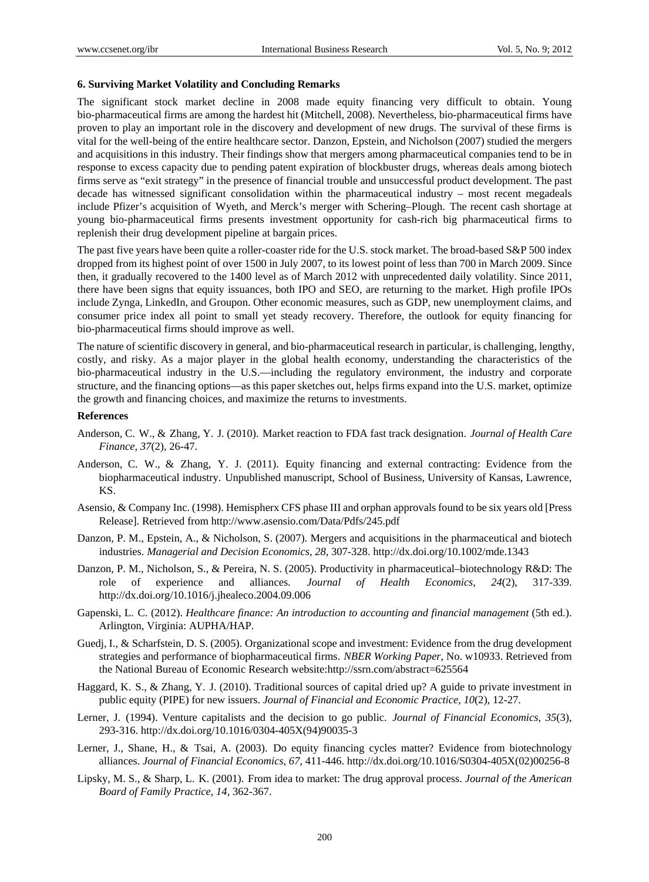### 6. Surviving Market Volatility and Concluding Remarks

The significant stock market decline in 2008 made equity financing very difficult to obtain. Young bio-pharmaceutical firms are among the hardest hit (Mitchell, 2008). Nevertheless, bio-pharmaceutical firms have proven to play an important role in the discovery and development of new drugs. The survival of these firms is vital for the well-being of the entire healthcare sector. Danzon, Epstein, and Nicholson (2007) studied the mergers and acquisitions in this industry. Their findings show that mergers among pharmaceutical companies tend to be in response to excess capacity due to pending patent expiration of blockbuster drugs, whereas deals among biotech firms serve as "exit strategy" in the presence of financial trouble and unsuccessful product development. The past decade has witnessed significant consolidation within the pharmaceutical industry – most recent megadeals include Pfizer's acquisition of Wyeth, and Merck's merger with Schering–Plough. The recent cash shortage at young bio-pharmaceutical firms presents investment opportunity for cash-rich big pharmaceutical firms to replenish their drug development pipeline at bargain prices.

The past five years have been quite a roller-coaster ride for the U.S. stock market. The broad-based S&P 500 index dropped from its highest point of over 1500 in July 2007, to its lowest point of less than 700 in March 2009. Since then, it gradually recovered to the 1400 level as of March 2012 with unprecedented daily volatility. Since 2011, there have been signs that equity issuances, both IPO and SEO, are returning to the market. High profile IPOs include Zynga, LinkedIn, and Groupon. Other economic measures, such as GDP, new unemployment claims, and consumer price index all point to small yet steady recovery. Therefore, the outlook for equity financing for bio-pharmaceutical firms should improve as well.

The nature of scientific discovery in general, and bio-pharmaceutical research in particular, is challenging, lengthy, costly, and risky. As a major player in the global health economy, understanding the characteristics of the bio-pharmaceutical industry in the U.S.—including the regulatory environment, the industry and corporate structure, and the financing options—as this paper sketches out, helps firms expand into the U.S. market, optimize the growth and financing choices, and maximize the returns to investments.

### References

Anderson, C. W., & Zhang, Y. J. (2010). Market reaction to FDA fast track designation. *Journal of Health Care Finance, 37*(2), 26-47.

Anderson, C. W., & Zhang, Y. J. (2011). Equity financing and external contracting: Evidence from the biopharmaceutical industry. Unpublished manuscript, School of Business, University of Kansas, Lawrence, KS.

Asensio, & Company Inc. (1998). Hemispherx CFS phase III and orphan approvals found to be six years old [Press Release]. Retrieved from http://www.asensio.com/Data/Pdfs/245.pdf

Danzon, P. M., Epstein, A., & Nicholson, S. (2007). Mergers and acquisitions in the pharmaceutical and biotech industries. *Managerial and Decision Economics*, *28*, 307-328. http://dx.doi.org/10.1002/mde.1343

Danzon, P. M., Nicholson, S., & Pereira, N. S. (2005). Productivity in pharmaceutical–biotechnology R&D: The role of experience and alliances. *Journal of Health Economics*, *24*(2), 317-339. http://dx.doi.org/10.1016/j.jhealeco.2004.09.006

Gapenski, L. C. (2012). *Healthcare finance: An introduction to accounting and financial management* (5th ed.). Arlington, Virginia: AUPHA/HAP.

Guedj, I., & Scharfstein, D. S. (2005). Organizational scope and investment: Evidence from the drug development strategies and performance of biopharmaceutical firms. *NBER Working Paper*, No. w10933. Retrieved from the National Bureau of Economic Research website:http://ssrn.com/abstract=625564

Haggard, K. S., & Zhang, Y. J. (2010). Traditional sources of capital dried up? A guide to private investment in public equity (PIPE) for new issuers. *Journal of Financial and Economic Practice*, *10*(2), 12-27.

Lerner, J. (1994). Venture capitalists and the decision to go public. *Journal of Financial Economics*, *35*(3), 293-316. http://dx.doi.org/10.1016/0304-405X(94)90035-3

Lerner, J., Shane, H., & Tsai, A. (2003). Do equity financing cycles matter? Evidence from biotechnology alliances. *Journal of Financial Economics*, *67*, 411-446. http://dx.doi.org/10.1016/S0304-405X(02)00256-8

Lipsky, M. S., & Sharp, L. K. (2001). From idea to market: The drug approval process. *Journal of the American Board of Family Practice, 14*, 362-367.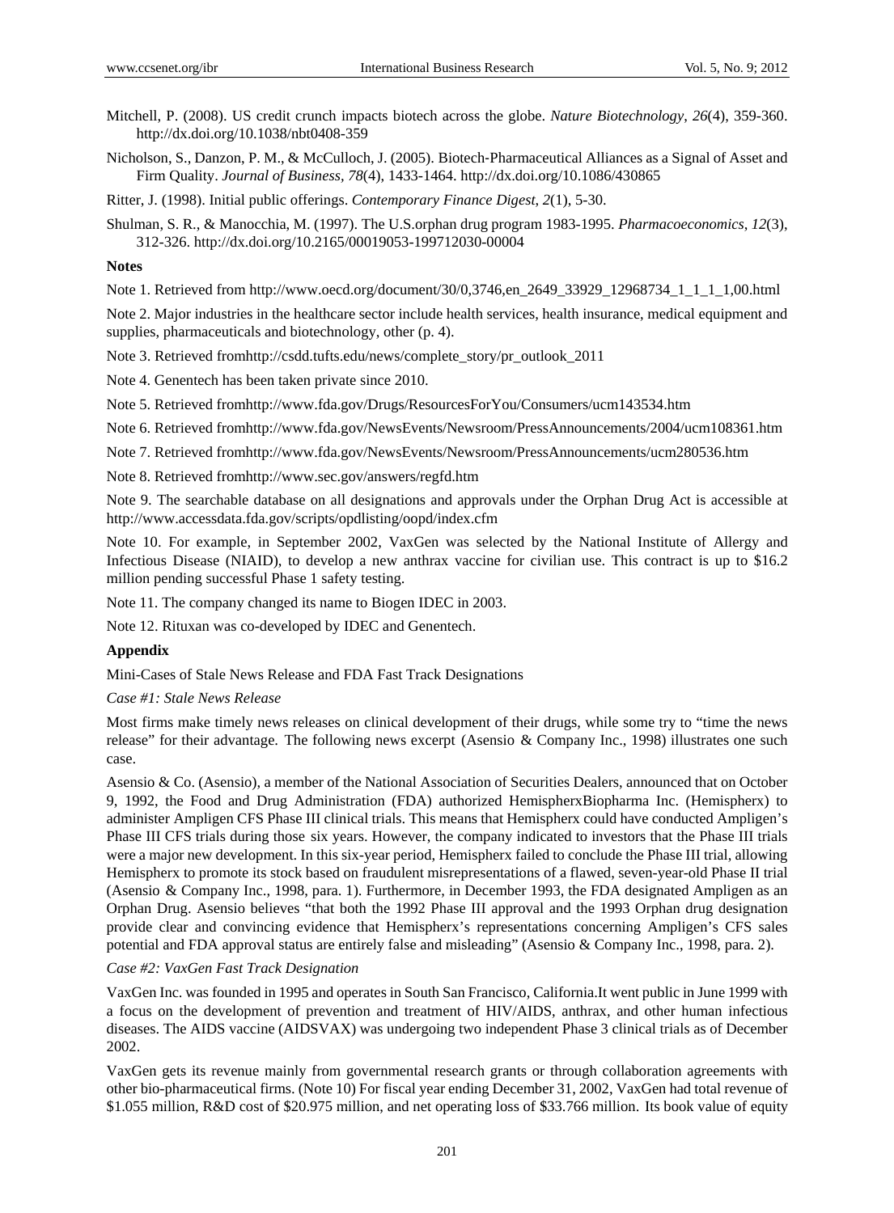Mitchell, P. (2008). US credit crunch impacts biotech across the globe. *Nature Biotechnology*, *26*(4), 359-360. http://dx.doi.org/10.1038/nbt0408-359

Nicholson, S., Danzon, P. M., & McCulloch, J. (2005). Biotech-Pharmaceutical Alliances as a Signal of Asset and Firm Quality. *Journal of Business, 78*(4), 1433-1464. http://dx.doi.org/10.1086/430865

Ritter, J. (1998). Initial public offerings. *Contemporary Finance Digest*, *2*(1), 5-30.

Shulman, S. R., & Manocchia, M. (1997). The U.S.orphan drug program 1983-1995. *Pharmacoeconomics*, *12*(3), 312-326. http://dx.doi.org/10.2165/00019053-199712030-00004

**Notes**

Note 1. Retrieved from http://www.oecd.org/document/30/0,3746,en_2649_33929_12968734_1_1_1_1,00.html

Note 2. Major industries in the healthcare sector include health services, health insurance, medical equipment and supplies, pharmaceuticals and biotechnology, other (p. 4).

Note 3. Retrieved fromhttp://csdd.tufts.edu/news/complete_story/pr_outlook_2011

Note 4. Genentech has been taken private since 2010.

Note 5. Retrieved fromhttp://www.fda.gov/Drugs/ResourcesForYou/Consumers/ucm143534.htm

Note 6. Retrieved fromhttp://www.fda.gov/NewsEvents/Newsroom/PressAnnouncements/2004/ucm108361.htm

Note 7. Retrieved fromhttp://www.fda.gov/NewsEvents/Newsroom/PressAnnouncements/ucm280536.htm

Note 8. Retrieved fromhttp://www.sec.gov/answers/regfd.htm

Note 9. The searchable database on all designations and approvals under the Orphan Drug Act is accessible at http://www.accessdata.fda.gov/scripts/opdlisting/oopd/index.cfm

Note 10. For example, in September 2002, VaxGen was selected by the National Institute of Allergy and Infectious Disease (NIAID), to develop a new anthrax vaccine for civilian use. This contract is up to $16.2 million pending successful Phase 1 safety testing.

Note 11. The company changed its name to Biogen IDEC in 2003.

Note 12. Rituxan was co-developed by IDEC and Genentech.

**Appendix**

Mini-Cases of Stale News Release and FDA Fast Track Designations

*Case #1: Stale News Release*

Most firms make timely news releases on clinical development of their drugs, while some try to "time the news release" for their advantage. The following news excerpt (Asensio & Company Inc., 1998) illustrates one such case.

Asensio & Co. (Asensio), a member of the National Association of Securities Dealers, announced that on October 9, 1992, the Food and Drug Administration (FDA) authorized HemispherxBiopharma Inc. (Hemispherx) to administer Ampligen CFS Phase III clinical trials. This means that Hemispherx could have conducted Ampligen's Phase III CFS trials during those six years. However, the company indicated to investors that the Phase III trials were a major new development. In this six-year period, Hemispherx failed to conclude the Phase III trial, allowing Hemispherx to promote its stock based on fraudulent misrepresentations of a flawed, seven-year-old Phase II trial (Asensio & Company Inc., 1998, para. 1). Furthermore, in December 1993, the FDA designated Ampligen as an Orphan Drug. Asensio believes "that both the 1992 Phase III approval and the 1993 Orphan drug designation provide clear and convincing evidence that Hemispherx's representations concerning Ampligen's CFS sales potential and FDA approval status are entirely false and misleading" (Asensio & Company Inc., 1998, para. 2).

*Case #2: VaxGen Fast Track Designation*

VaxGen Inc. was founded in 1995 and operates in South San Francisco, California.It went public in June 1999 with a focus on the development of prevention and treatment of HIV/AIDS, anthrax, and other human infectious diseases. The AIDS vaccine (AIDSVAX) was undergoing two independent Phase 3 clinical trials as of December 2002.

VaxGen gets its revenue mainly from governmental research grants or through collaboration agreements with other bio-pharmaceutical firms. (Note 10) For fiscal year ending December 31, 2002, VaxGen had total revenue of $1.055 million, R&D cost of $20.975 million, and net operating loss of $33.766 million. Its book value of equity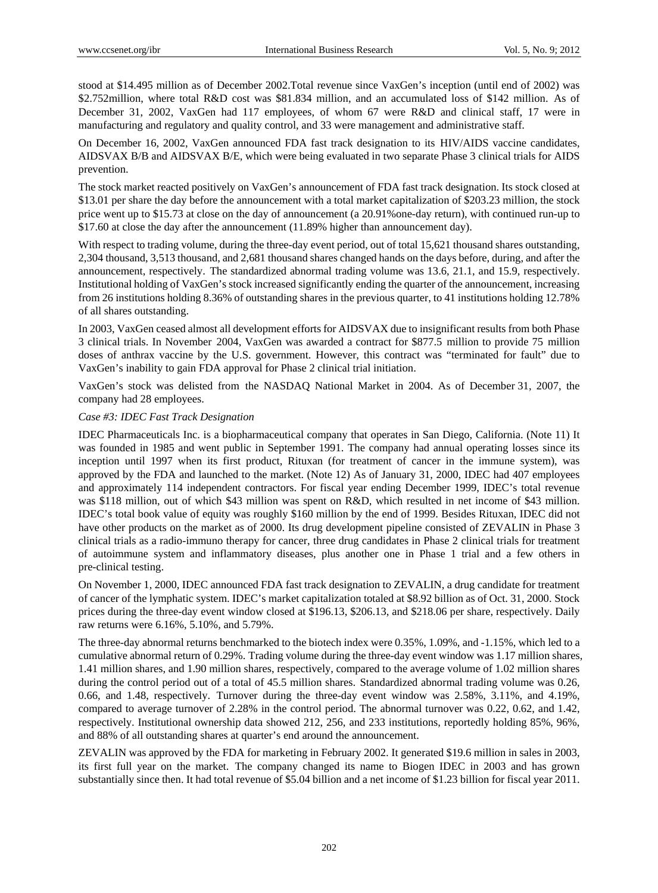stood at \$14.495 million as of December 2002.Total revenue since VaxGen's inception (until end of 2002) was \$2.752million, where total R&D cost was \$81.834 million, and an accumulated loss of \$142 million. As of December 31, 2002, VaxGen had 117 employees, of whom 67 were R&D and clinical staff, 17 were in manufacturing and regulatory and quality control, and 33 were management and administrative staff.

On December 16, 2002, VaxGen announced FDA fast track designation to its HIV/AIDS vaccine candidates, AIDSVAX B/B and AIDSVAX B/E, which were being evaluated in two separate Phase 3 clinical trials for AIDS prevention.

The stock market reacted positively on VaxGen's announcement of FDA fast track designation. Its stock closed at \$13.01 per share the day before the announcement with a total market capitalization of \$203.23 million, the stock price went up to \$15.73 at close on the day of announcement (a 20.91%one-day return), with continued run-up to \$17.60 at close the day after the announcement (11.89% higher than announcement day).

With respect to trading volume, during the three-day event period, out of total 15,621 thousand shares outstanding, 2,304 thousand, 3,513 thousand, and 2,681 thousand shares changed hands on the days before, during, and after the announcement, respectively. The standardized abnormal trading volume was 13.6, 21.1, and 15.9, respectively. Institutional holding of VaxGen's stock increased significantly ending the quarter of the announcement, increasing from 26 institutions holding 8.36% of outstanding shares in the previous quarter, to 41 institutions holding 12.78% of all shares outstanding.

In 2003, VaxGen ceased almost all development efforts for AIDSVAX due to insignificant results from both Phase 3 clinical trials. In November 2004, VaxGen was awarded a contract for \$877.5 million to provide 75 million doses of anthrax vaccine by the U.S. government. However, this contract was "terminated for fault" due to VaxGen's inability to gain FDA approval for Phase 2 clinical trial initiation.

VaxGen's stock was delisted from the NASDAQ National Market in 2004. As of December 31, 2007, the company had 28 employees.

*Case #3: IDEC Fast Track Designation*

IDEC Pharmaceuticals Inc. is a biopharmaceutical company that operates in San Diego, California. (Note 11) It was founded in 1985 and went public in September 1991. The company had annual operating losses since its inception until 1997 when its first product, Rituxan (for treatment of cancer in the immune system), was approved by the FDA and launched to the market. (Note 12) As of January 31, 2000, IDEC had 407 employees and approximately 114 independent contractors. For fiscal year ending December 1999, IDEC's total revenue was \$118 million, out of which \$43 million was spent on R&D, which resulted in net income of \$43 million. IDEC's total book value of equity was roughly \$160 million by the end of 1999. Besides Rituxan, IDEC did not have other products on the market as of 2000. Its drug development pipeline consisted of ZEVALIN in Phase 3 clinical trials as a radio-immuno therapy for cancer, three drug candidates in Phase 2 clinical trials for treatment of autoimmune system and inflammatory diseases, plus another one in Phase 1 trial and a few others in pre-clinical testing.

On November 1, 2000, IDEC announced FDA fast track designation to ZEVALIN, a drug candidate for treatment of cancer of the lymphatic system. IDEC's market capitalization totaled at \$8.92 billion as of Oct. 31, 2000. Stock prices during the three-day event window closed at \$196.13, \$206.13, and \$218.06 per share, respectively. Daily raw returns were 6.16%, 5.10%, and 5.79%.

The three-day abnormal returns benchmarked to the biotech index were 0.35%, 1.09%, and -1.15%, which led to a cumulative abnormal return of 0.29%. Trading volume during the three-day event window was 1.17 million shares, 1.41 million shares, and 1.90 million shares, respectively, compared to the average volume of 1.02 million shares during the control period out of a total of 45.5 million shares. Standardized abnormal trading volume was 0.26, 0.66, and 1.48, respectively. Turnover during the three-day event window was 2.58%, 3.11%, and 4.19%, compared to average turnover of 2.28% in the control period. The abnormal turnover was 0.22, 0.62, and 1.42, respectively. Institutional ownership data showed 212, 256, and 233 institutions, reportedly holding 85%, 96%, and 88% of all outstanding shares at quarter's end around the announcement.

ZEVALIN was approved by the FDA for marketing in February 2002. It generated \$19.6 million in sales in 2003, its first full year on the market. The company changed its name to Biogen IDEC in 2003 and has grown substantially since then. It had total revenue of \$5.04 billion and a net income of \$1.23 billion for fiscal year 2011.